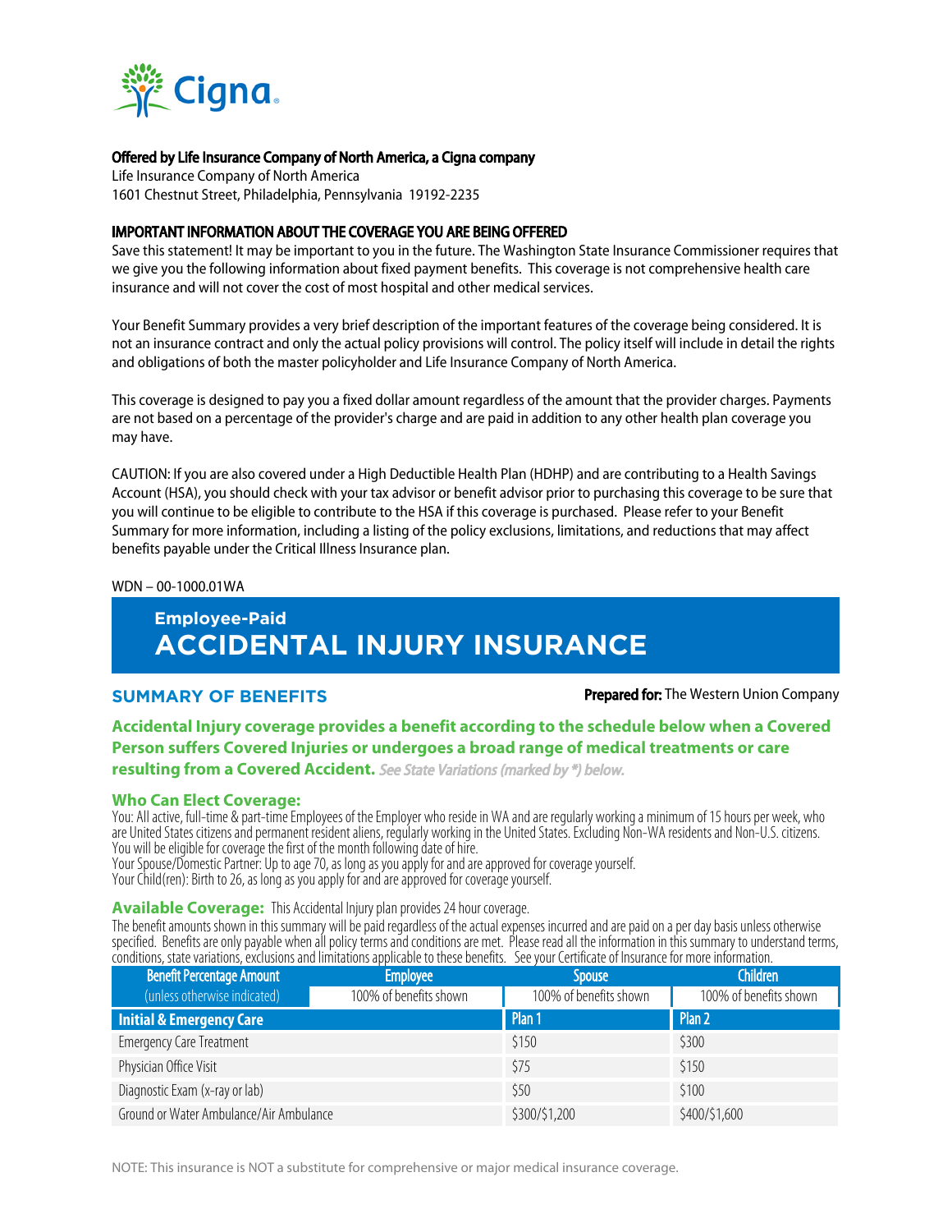**Offered by Life Insurance Company of North America, a Cigna company**

Life Insurance Company of North America
1601 Chestnut Street, Philadelphia, Pennsylvania 19192-2235

**IMPORTANT INFORMATION ABOUT THE COVERAGE YOU ARE BEING OFFERED**

Save this statement! It may be important to you in the future. The Washington State Insurance Commissioner requires that we give you the following information about fixed payment benefits. This coverage is not comprehensive health care insurance and will not cover the cost of most hospital and other medical services.

Your Benefit Summary provides a very brief description of the important features of the coverage being considered. It is not an insurance contract and only the actual policy provisions will control. The policy itself will include in detail the rights and obligations of both the master policyholder and Life Insurance Company of North America.

This coverage is designed to pay you a fixed dollar amount regardless of the amount that the provider charges. Payments are not based on a percentage of the provider's charge and are paid in addition to any other health plan coverage you may have.

CAUTION: If you are also covered under a High Deductible Health Plan (HDHP) and are contributing to a Health Savings Account (HSA), you should check with your tax advisor or benefit advisor prior to purchasing this coverage to be sure that you will continue to be eligible to contribute to the HSA if this coverage is purchased. Please refer to your Benefit Summary for more information, including a listing of the policy exclusions, limitations, and reductions that may affect benefits payable under the Critical Illness Insurance plan.

WDN – 00-1000.01WA

## Employee-Paid
# ACCIDENTAL INJURY INSURANCE

## SUMMARY OF BENEFITS

**Prepared for:** The Western Union Company

**Accidental Injury coverage provides a benefit according to the schedule below when a Covered Person suffers Covered Injuries or undergoes a broad range of medical treatments or care resulting from a Covered Accident.** *See State Variations (marked by \*) below.*

### Who Can Elect Coverage:

You: All active, full-time & part-time Employees of the Employer who reside in WA and are regularly working a minimum of 15 hours per week, who are United States citizens and permanent resident aliens, regularly working in the United States. Excluding Non-WA residents and Non-U.S. citizens. You will be eligible for coverage the first of the month following date of hire.
Your Spouse/Domestic Partner: Up to age 70, as long as you apply for and are approved for coverage yourself.
Your Child(ren): Birth to 26, as long as you apply for and are approved for coverage yourself.

### Available Coverage:

This Accidental Injury plan provides 24 hour coverage.

The benefit amounts shown in this summary will be paid regardless of the actual expenses incurred and are paid on a per day basis unless otherwise specified. Benefits are only payable when all policy terms and conditions are met. Please read all the information in this summary to understand terms, conditions, state variations, exclusions and limitations applicable to these benefits. See your Certificate of Insurance for more information.

| Benefit Percentage Amount | Employee | Spouse | Children |
|---|---|---|---|
| (unless otherwise indicated) | 100% of benefits shown | 100% of benefits shown | 100% of benefits shown |
| **Initial & Emergency Care** | | **Plan 1** | **Plan 2** |
| Emergency Care Treatment | | $150 | $300 |
| Physician Office Visit | | $75 | $150 |
| Diagnostic Exam (x-ray or lab) | | $50 | $100 |
| Ground or Water Ambulance/Air Ambulance | | $300/$1,200 | $400/$1,600 |

NOTE: This insurance is NOT a substitute for comprehensive or major medical insurance coverage.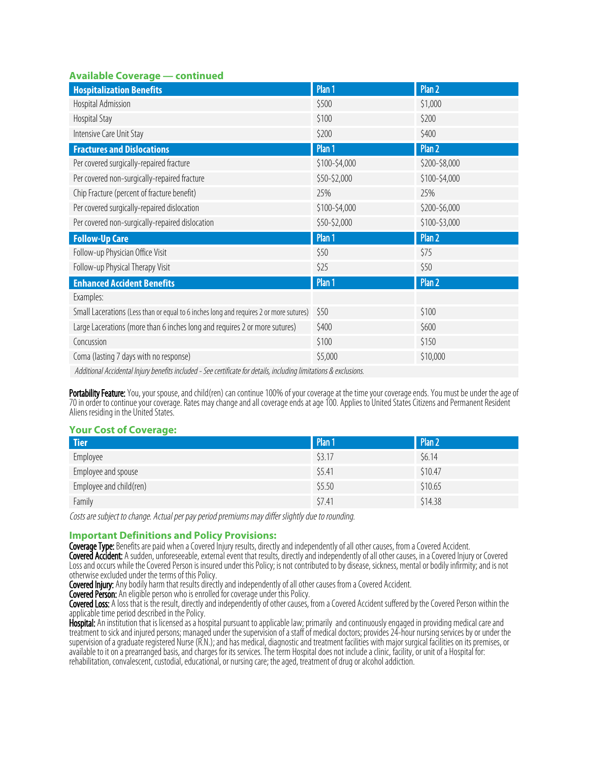## Available Coverage — continued

| Hospitalization Benefits | Plan 1 | Plan 2 |
|---|---|---|
| Hospital Admission | $500 | $1,000 |
| Hospital Stay | $100 | $200 |
| Intensive Care Unit Stay | $200 | $400 |
| **Fractures and Dislocations** | **Plan 1** | **Plan 2** |
| Per covered surgically-repaired fracture | $100-$4,000 | $200-$8,000 |
| Per covered non-surgically-repaired fracture | $50-$2,000 | $100-$4,000 |
| Chip Fracture (percent of fracture benefit) | 25% | 25% |
| Per covered surgically-repaired dislocation | $100-$4,000 | $200-$6,000 |
| Per covered non-surgically-repaired dislocation | $50-$2,000 | $100-$3,000 |
| **Follow-Up Care** | **Plan 1** | **Plan 2** |
| Follow-up Physician Office Visit | $50 | $75 |
| Follow-up Physical Therapy Visit | $25 | $50 |
| **Enhanced Accident Benefits** | **Plan 1** | **Plan 2** |
| Examples: | | |
| Small Lacerations (Less than or equal to 6 inches long and requires 2 or more sutures) | $50 | $100 |
| Large Lacerations (more than 6 inches long and requires 2 or more sutures) | $400 | $600 |
| Concussion | $100 | $150 |
| Coma (lasting 7 days with no response) | $5,000 | $10,000 |
| *Additional Accidental Injury benefits included - See certificate for details, including limitations & exclusions.* | | |

**Portability Feature:** You, your spouse, and child(ren) can continue 100% of your coverage at the time your coverage ends. You must be under the age of 70 in order to continue your coverage. Rates may change and all coverage ends at age 100. Applies to United States Citizens and Permanent Resident Aliens residing in the United States.

## Your Cost of Coverage:

| Tier | Plan 1 | Plan 2 |
|---|---|---|
| Employee | $3.17 | $6.14 |
| Employee and spouse | $5.41 | $10.47 |
| Employee and child(ren) | $5.50 | $10.65 |
| Family | $7.41 | $14.38 |

*Costs are subject to change. Actual per pay period premiums may differ slightly due to rounding.*

## Important Definitions and Policy Provisions:

**Coverage Type:** Benefits are paid when a Covered Injury results, directly and independently of all other causes, from a Covered Accident.
**Covered Accident:** A sudden, unforeseeable, external event that results, directly and independently of all other causes, in a Covered Injury or Covered Loss and occurs while the Covered Person is insured under this Policy; is not contributed to by disease, sickness, mental or bodily infirmity; and is not otherwise excluded under the terms of this Policy.
**Covered Injury:** Any bodily harm that results directly and independently of all other causes from a Covered Accident.
**Covered Person:** An eligible person who is enrolled for coverage under this Policy.
**Covered Loss:** A loss that is the result, directly and independently of other causes, from a Covered Accident suffered by the Covered Person within the applicable time period described in the Policy.
**Hospital:** An institution that is licensed as a hospital pursuant to applicable law; primarily and continuously engaged in providing medical care and treatment to sick and injured persons; managed under the supervision of a staff of medical doctors; provides 24-hour nursing services by or under the supervision of a graduate registered Nurse (R.N.); and has medical, diagnostic and treatment facilities with major surgical facilities on its premises, or available to it on a prearranged basis, and charges for its services. The term Hospital does not include a clinic, facility, or unit of a Hospital for: rehabilitation, convalescent, custodial, educational, or nursing care; the aged, treatment of drug or alcohol addiction.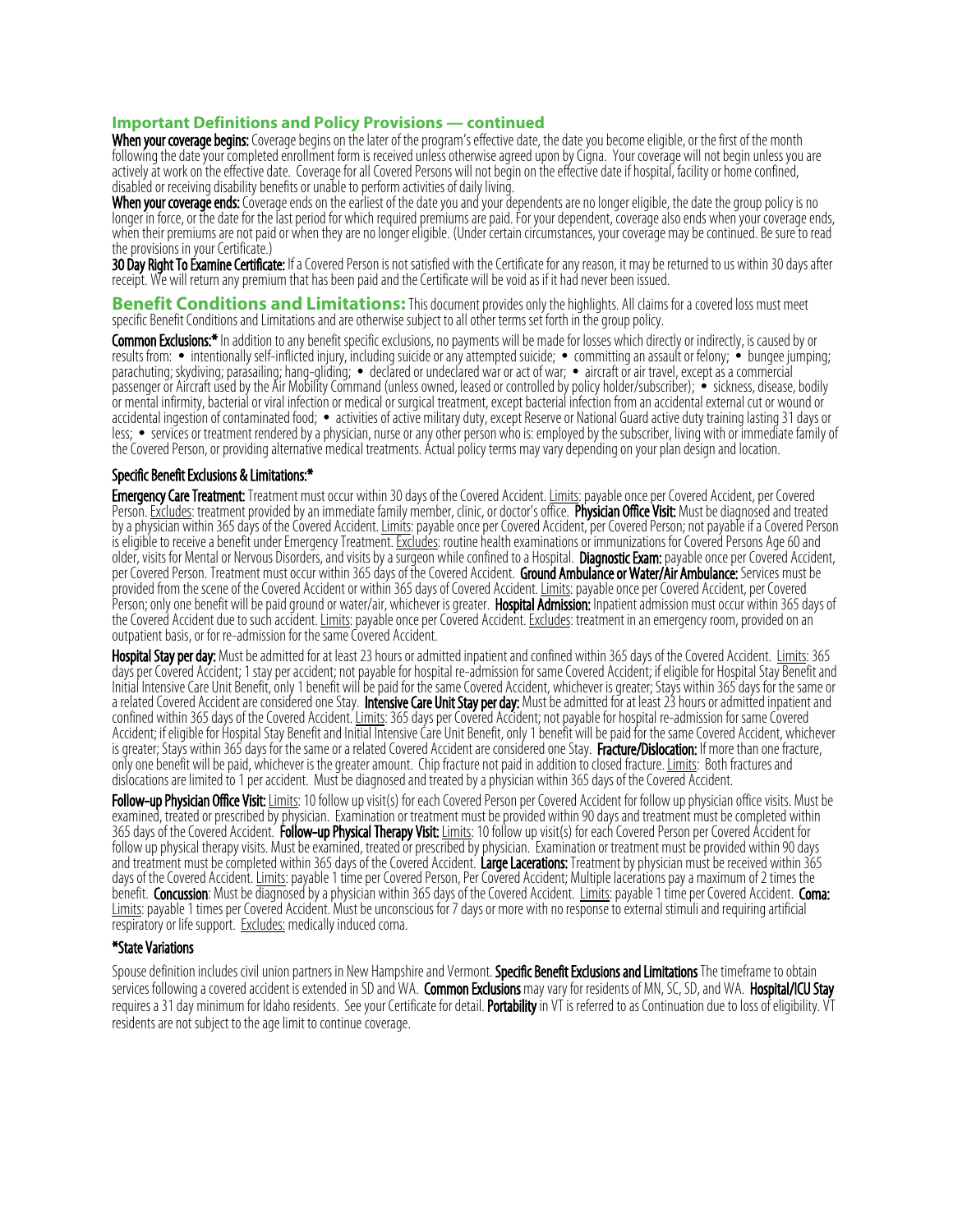## Important Definitions and Policy Provisions — continued

**When your coverage begins:** Coverage begins on the later of the program's effective date, the date you become eligible, or the first of the month following the date your completed enrollment form is received unless otherwise agreed upon by Cigna. Your coverage will not begin unless you are actively at work on the effective date. Coverage for all Covered Persons will not begin on the effective date if hospital, facility or home confined, disabled or receiving disability benefits or unable to perform activities of daily living.

**When your coverage ends:** Coverage ends on the earliest of the date you and your dependents are no longer eligible, the date the group policy is no longer in force, or the date for the last period for which required premiums are paid. For your dependent, coverage also ends when your coverage ends, when their premiums are not paid or when they are no longer eligible. (Under certain circumstances, your coverage may be continued. Be sure to read the provisions in your Certificate.)

**30 Day Right To Examine Certificate:** If a Covered Person is not satisfied with the Certificate for any reason, it may be returned to us within 30 days after receipt. We will return any premium that has been paid and the Certificate will be void as if it had never been issued.

## Benefit Conditions and Limitations:

This document provides only the highlights. All claims for a covered loss must meet specific Benefit Conditions and Limitations and are otherwise subject to all other terms set forth in the group policy.

**Common Exclusions:*** In addition to any benefit specific exclusions, no payments will be made for losses which directly or indirectly, is caused by or results from: • intentionally self-inflicted injury, including suicide or any attempted suicide; • committing an assault or felony; • bungee jumping; parachuting; skydiving; parasailing; hang-gliding; • declared or undeclared war or act of war; • aircraft or air travel, except as a commercial passenger or Aircraft used by the Air Mobility Command (unless owned, leased or controlled by policy holder/subscriber); • sickness, disease, bodily or mental infirmity, bacterial or viral infection or medical or surgical treatment, except bacterial infection from an accidental external cut or wound or accidental ingestion of contaminated food; • activities of active military duty, except Reserve or National Guard active duty training lasting 31 days or less; • services or treatment rendered by a physician, nurse or any other person who is: employed by the subscriber, living with or immediate family of the Covered Person, or providing alternative medical treatments. Actual policy terms may vary depending on your plan design and location.

### Specific Benefit Exclusions & Limitations:*

**Emergency Care Treatment:** Treatment must occur within 30 days of the Covered Accident. Limits: payable once per Covered Accident, per Covered Person. Excludes: treatment provided by an immediate family member, clinic, or doctor's office. **Physician Office Visit:** Must be diagnosed and treated by a physician within 365 days of the Covered Accident. Limits: payable once per Covered Accident, per Covered Person; not payable if a Covered Person is eligible to receive a benefit under Emergency Treatment. Excludes: routine health examinations or immunizations for Covered Persons Age 60 and older, visits for Mental or Nervous Disorders, and visits by a surgeon while confined to a Hospital. **Diagnostic Exam:** payable once per Covered Accident, per Covered Person. Treatment must occur within 365 days of the Covered Accident. **Ground Ambulance or Water/Air Ambulance:** Services must be provided from the scene of the Covered Accident or within 365 days of Covered Accident. Limits: payable once per Covered Accident, per Covered Person; only one benefit will be paid ground or water/air, whichever is greater. **Hospital Admission:** Inpatient admission must occur within 365 days of the Covered Accident due to such accident. Limits: payable once per Covered Accident. Excludes: treatment in an emergency room, provided on an outpatient basis, or for re-admission for the same Covered Accident.

**Hospital Stay per day:** Must be admitted for at least 23 hours or admitted inpatient and confined within 365 days of the Covered Accident. Limits: 365 days per Covered Accident; 1 stay per accident; not payable for hospital re-admission for same Covered Accident; if eligible for Hospital Stay Benefit and Initial Intensive Care Unit Benefit, only 1 benefit will be paid for the same Covered Accident, whichever is greater; Stays within 365 days for the same or a related Covered Accident are considered one Stay. **Intensive Care Unit Stay per day:** Must be admitted for at least 23 hours or admitted inpatient and confined within 365 days of the Covered Accident. Limits: 365 days per Covered Accident; not payable for hospital re-admission for same Covered Accident; if eligible for Hospital Stay Benefit and Initial Intensive Care Unit Benefit, only 1 benefit will be paid for the same Covered Accident, whichever is greater; Stays within 365 days for the same or a related Covered Accident are considered one Stay. **Fracture/Dislocation:** If more than one fracture, only one benefit will be paid, whichever is the greater amount. Chip fracture not paid in addition to closed fracture. Limits: Both fractures and dislocations are limited to 1 per accident. Must be diagnosed and treated by a physician within 365 days of the Covered Accident.

**Follow-up Physician Office Visit:** Limits: 10 follow up visit(s) for each Covered Person per Covered Accident for follow up physician office visits. Must be examined, treated or prescribed by physician. Examination or treatment must be provided within 90 days and treatment must be completed within 365 days of the Covered Accident. **Follow-up Physical Therapy Visit:** Limits: 10 follow up visit(s) for each Covered Person per Covered Accident for follow up physical therapy visits. Must be examined, treated or prescribed by physician. Examination or treatment must be provided within 90 days and treatment must be completed within 365 days of the Covered Accident. **Large Lacerations:** Treatment by physician must be received within 365 days of the Covered Accident. Limits: payable 1 time per Covered Person, Per Covered Accident; Multiple lacerations pay a maximum of 2 times the benefit. **Concussion**: Must be diagnosed by a physician within 365 days of the Covered Accident. Limits: payable 1 time per Covered Accident. **Coma:** Limits: payable 1 times per Covered Accident. Must be unconscious for 7 days or more with no response to external stimuli and requiring artificial respiratory or life support. Excludes: medically induced coma.

### *State Variations

Spouse definition includes civil union partners in New Hampshire and Vermont. **Specific Benefit Exclusions and Limitations** The timeframe to obtain services following a covered accident is extended in SD and WA. **Common Exclusions** may vary for residents of MN, SC, SD, and WA. **Hospital/ICU Stay** requires a 31 day minimum for Idaho residents. See your Certificate for detail. **Portability** in VT is referred to as Continuation due to loss of eligibility. VT residents are not subject to the age limit to continue coverage.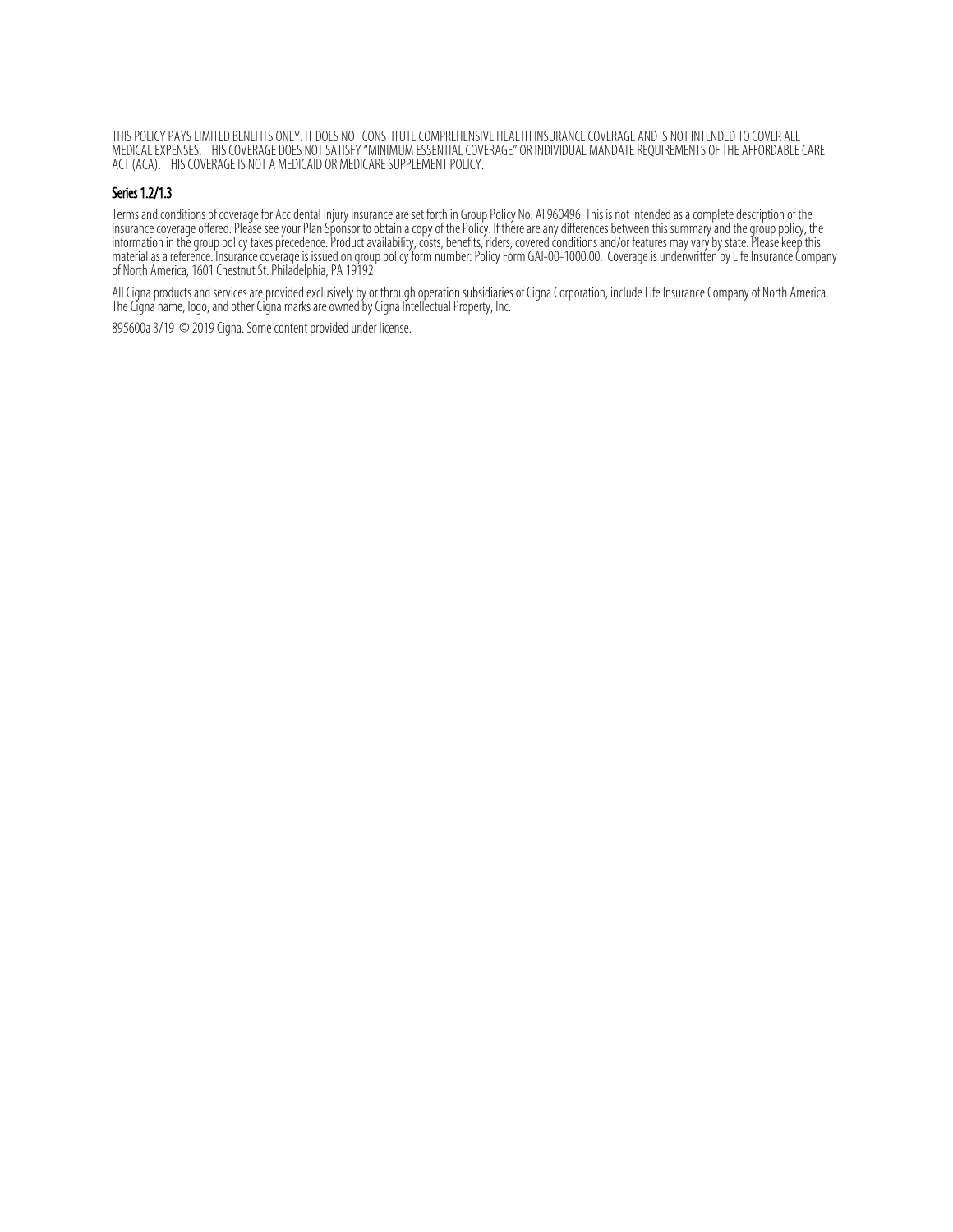THIS POLICY PAYS LIMITED BENEFITS ONLY. IT DOES NOT CONSTITUTE COMPREHENSIVE HEALTH INSURANCE COVERAGE AND IS NOT INTENDED TO COVER ALL MEDICAL EXPENSES. THIS COVERAGE DOES NOT SATISFY "MINIMUM ESSENTIAL COVERAGE" OR INDIVIDUAL MANDATE REQUIREMENTS OF THE AFFORDABLE CARE ACT (ACA). THIS COVERAGE IS NOT A MEDICAID OR MEDICARE SUPPLEMENT POLICY.

**Series 1.2/1.3**

Terms and conditions of coverage for Accidental Injury insurance are set forth in Group Policy No. AI 960496. This is not intended as a complete description of the insurance coverage offered. Please see your Plan Sponsor to obtain a copy of the Policy. If there are any differences between this summary and the group policy, the information in the group policy takes precedence. Product availability, costs, benefits, riders, covered conditions and/or features may vary by state. Please keep this material as a reference. Insurance coverage is issued on group policy form number: Policy Form GAI-00-1000.00. Coverage is underwritten by Life Insurance Company of North America, 1601 Chestnut St. Philadelphia, PA 19192

All Cigna products and services are provided exclusively by or through operation subsidiaries of Cigna Corporation, include Life Insurance Company of North America. The Cigna name, logo, and other Cigna marks are owned by Cigna Intellectual Property, Inc.

895600a 3/19 © 2019 Cigna. Some content provided under license.